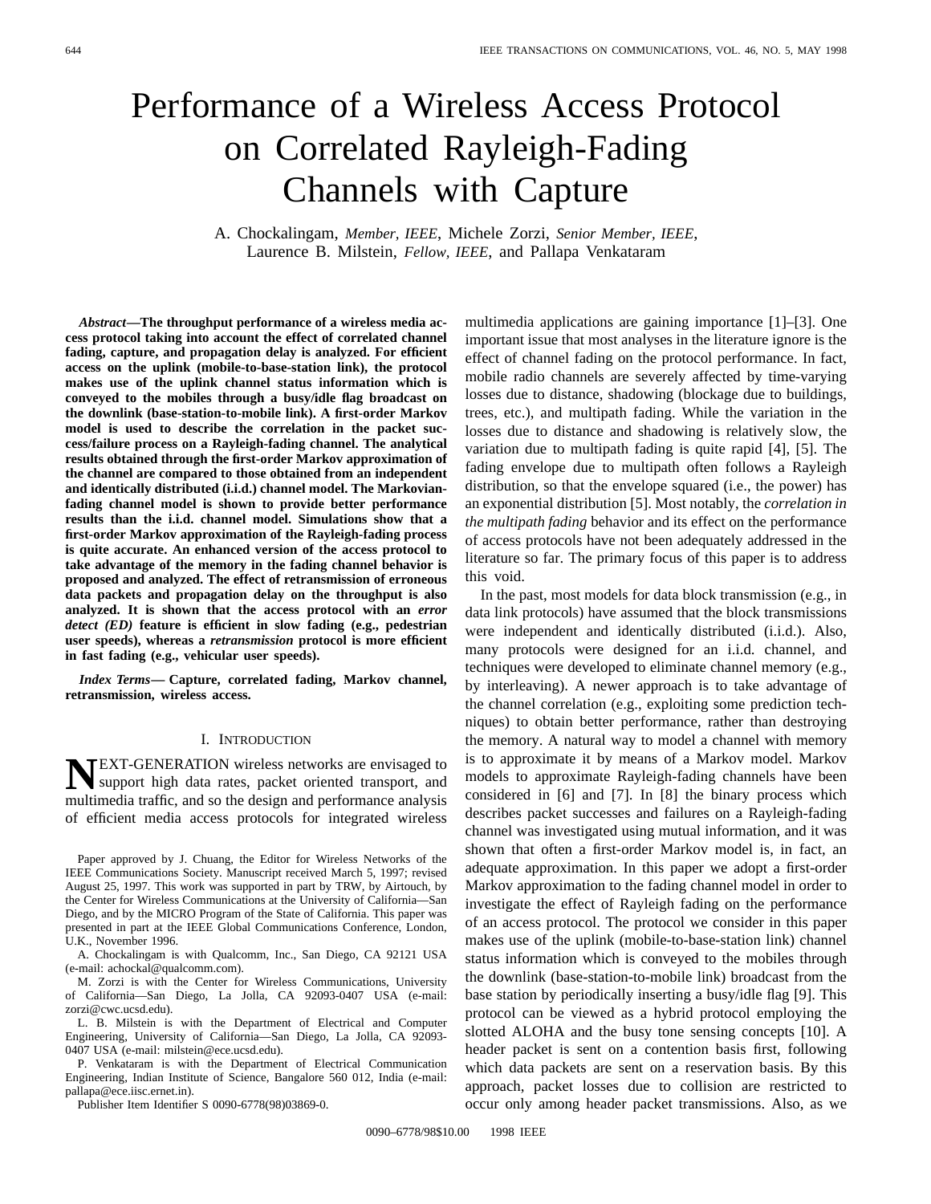# Performance of a Wireless Access Protocol on Correlated Rayleigh-Fading Channels with Capture

A. Chockalingam, *Member, IEEE*, Michele Zorzi, *Senior Member, IEEE*, Laurence B. Milstein, *Fellow, IEEE*, and Pallapa Venkataram

***Abstract*—The throughput performance of a wireless media access protocol taking into account the effect of correlated channel fading, capture, and propagation delay is analyzed. For efficient access on the uplink (mobile-to-base-station link), the protocol makes use of the uplink channel status information which is conveyed to the mobiles through a busy/idle flag broadcast on the downlink (base-station-to-mobile link). A first-order Markov model is used to describe the correlation in the packet success/failure process on a Rayleigh-fading channel. The analytical results obtained through the first-order Markov approximation of the channel are compared to those obtained from an independent and identically distributed (i.i.d.) channel model. The Markovian-fading channel model is shown to provide better performance results than the i.i.d. channel model. Simulations show that a first-order Markov approximation of the Rayleigh-fading process is quite accurate. An enhanced version of the access protocol to take advantage of the memory in the fading channel behavior is proposed and analyzed. The effect of retransmission of erroneous data packets and propagation delay on the throughput is also analyzed. It is shown that the access protocol with an *error detect (ED)* feature is efficient in slow fading (e.g., pedestrian user speeds), whereas a *retransmission* protocol is more efficient in fast fading (e.g., vehicular user speeds).**

***Index Terms*— Capture, correlated fading, Markov channel, retransmission, wireless access.**

## I. Introduction

NEXT-GENERATION wireless networks are envisaged to support high data rates, packet oriented transport, and multimedia traffic, and so the design and performance analysis of efficient media access protocols for integrated wireless multimedia applications are gaining importance [1]–[3]. One important issue that most analyses in the literature ignore is the effect of channel fading on the protocol performance. In fact, mobile radio channels are severely affected by time-varying losses due to distance, shadowing (blockage due to buildings, trees, etc.), and multipath fading. While the variation in the losses due to distance and shadowing is relatively slow, the variation due to multipath fading is quite rapid [4], [5]. The fading envelope due to multipath often follows a Rayleigh distribution, so that the envelope squared (i.e., the power) has an exponential distribution [5]. Most notably, the *correlation in the multipath fading* behavior and its effect on the performance of access protocols have not been adequately addressed in the literature so far. The primary focus of this paper is to address this void.

In the past, most models for data block transmission (e.g., in data link protocols) have assumed that the block transmissions were independent and identically distributed (i.i.d.). Also, many protocols were designed for an i.i.d. channel, and techniques were developed to eliminate channel memory (e.g., by interleaving). A newer approach is to take advantage of the channel correlation (e.g., exploiting some prediction techniques) to obtain better performance, rather than destroying the memory. A natural way to model a channel with memory is to approximate it by means of a Markov model. Markov models to approximate Rayleigh-fading channels have been considered in [6] and [7]. In [8] the binary process which describes packet successes and failures on a Rayleigh-fading channel was investigated using mutual information, and it was shown that often a first-order Markov model is, in fact, an adequate approximation. In this paper we adopt a first-order Markov approximation to the fading channel model in order to investigate the effect of Rayleigh fading on the performance of an access protocol. The protocol we consider in this paper makes use of the uplink (mobile-to-base-station link) channel status information which is conveyed to the mobiles through the downlink (base-station-to-mobile link) broadcast from the base station by periodically inserting a busy/idle flag [9]. This protocol can be viewed as a hybrid protocol employing the slotted ALOHA and the busy tone sensing concepts [10]. A header packet is sent on a contention basis first, following which data packets are sent on a reservation basis. By this approach, packet losses due to collision are restricted to occur only among header packet transmissions. Also, as we

---

Paper approved by J. Chuang, the Editor for Wireless Networks of the IEEE Communications Society. Manuscript received March 5, 1997; revised August 25, 1997. This work was supported in part by TRW, by Airtouch, by the Center for Wireless Communications at the University of California—San Diego, and by the MICRO Program of the State of California. This paper was presented in part at the IEEE Global Communications Conference, London, U.K., November 1996.

A. Chockalingam is with Qualcomm, Inc., San Diego, CA 92121 USA (e-mail: achockal@qualcomm.com).

M. Zorzi is with the Center for Wireless Communications, University of California—San Diego, La Jolla, CA 92093-0407 USA (e-mail: zorzi@cwc.ucsd.edu).

L. B. Milstein is with the Department of Electrical and Computer Engineering, University of California—San Diego, La Jolla, CA 92093-0407 USA (e-mail: milstein@ece.ucsd.edu).

P. Venkataram is with the Department of Electrical Communication Engineering, Indian Institute of Science, Bangalore 560 012, India (e-mail: pallapa@ece.iisc.ernet.in).

Publisher Item Identifier S 0090-6778(98)03869-0.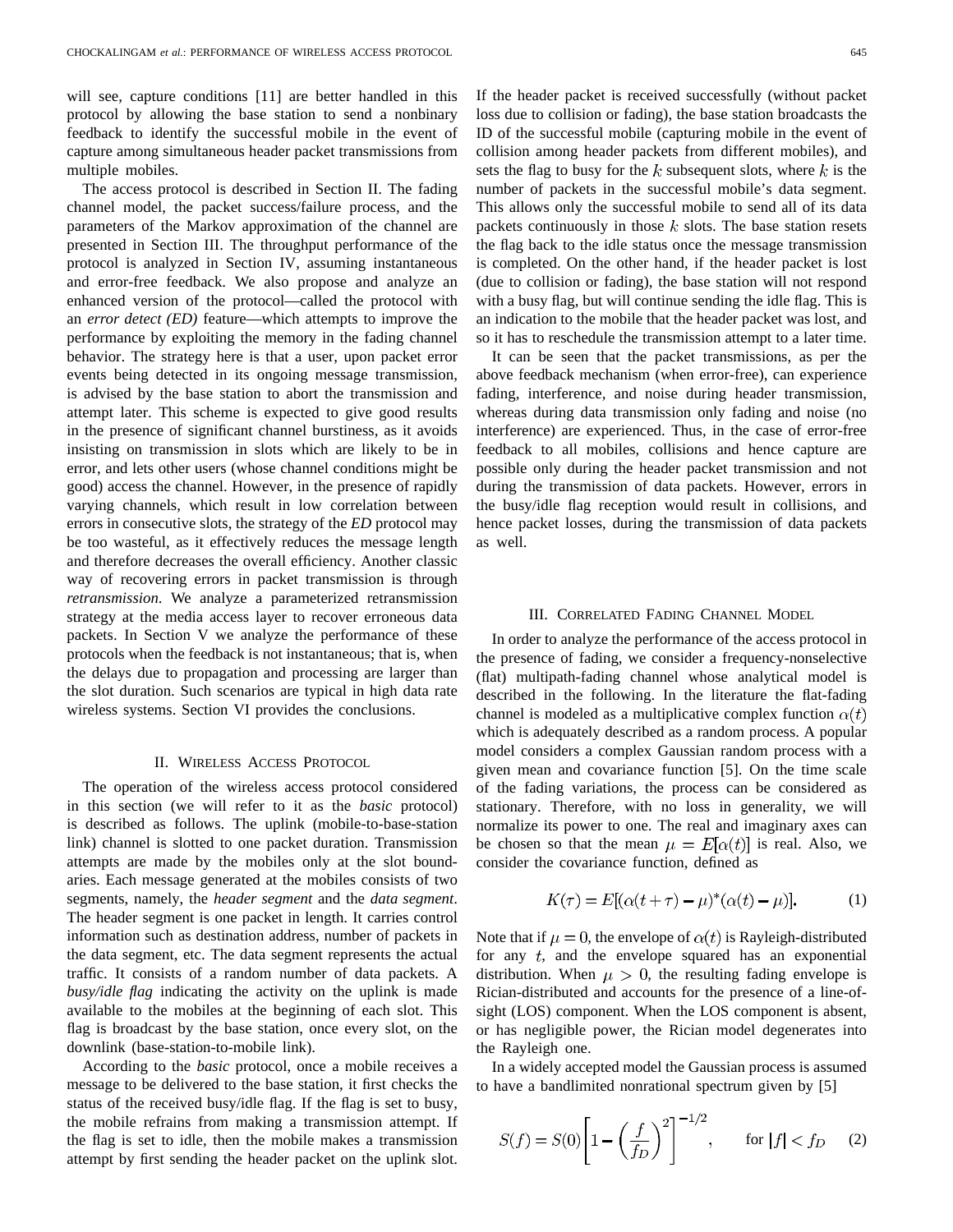will see, capture conditions [11] are better handled in this protocol by allowing the base station to send a nonbinary feedback to identify the successful mobile in the event of capture among simultaneous header packet transmissions from multiple mobiles.

The access protocol is described in Section II. The fading channel model, the packet success/failure process, and the parameters of the Markov approximation of the channel are presented in Section III. The throughput performance of the protocol is analyzed in Section IV, assuming instantaneous and error-free feedback. We also propose and analyze an enhanced version of the protocol—called the protocol with an *error detect (ED)* feature—which attempts to improve the performance by exploiting the memory in the fading channel behavior. The strategy here is that a user, upon packet error events being detected in its ongoing message transmission, is advised by the base station to abort the transmission and attempt later. This scheme is expected to give good results in the presence of significant channel burstiness, as it avoids insisting on transmission in slots which are likely to be in error, and lets other users (whose channel conditions might be good) access the channel. However, in the presence of rapidly varying channels, which result in low correlation between errors in consecutive slots, the strategy of the *ED* protocol may be too wasteful, as it effectively reduces the message length and therefore decreases the overall efficiency. Another classic way of recovering errors in packet transmission is through *retransmission*. We analyze a parameterized retransmission strategy at the media access layer to recover erroneous data packets. In Section V we analyze the performance of these protocols when the feedback is not instantaneous; that is, when the delays due to propagation and processing are larger than the slot duration. Such scenarios are typical in high data rate wireless systems. Section VI provides the conclusions.

## II. Wireless Access Protocol

The operation of the wireless access protocol considered in this section (we will refer to it as the *basic* protocol) is described as follows. The uplink (mobile-to-base-station link) channel is slotted to one packet duration. Transmission attempts are made by the mobiles only at the slot boundaries. Each message generated at the mobiles consists of two segments, namely, the *header segment* and the *data segment*. The header segment is one packet in length. It carries control information such as destination address, number of packets in the data segment, etc. The data segment represents the actual traffic. It consists of a random number of data packets. A *busy/idle flag* indicating the activity on the uplink is made available to the mobiles at the beginning of each slot. This flag is broadcast by the base station, once every slot, on the downlink (base-station-to-mobile link).

According to the *basic* protocol, once a mobile receives a message to be delivered to the base station, it first checks the status of the received busy/idle flag. If the flag is set to busy, the mobile refrains from making a transmission attempt. If the flag is set to idle, then the mobile makes a transmission attempt by first sending the header packet on the uplink slot. If the header packet is received successfully (without packet loss due to collision or fading), the base station broadcasts the ID of the successful mobile (capturing mobile in the event of collision among header packets from different mobiles), and sets the flag to busy for the $k$ subsequent slots, where $k$ is the number of packets in the successful mobile's data segment. This allows only the successful mobile to send all of its data packets continuously in those $k$ slots. The base station resets the flag back to the idle status once the message transmission is completed. On the other hand, if the header packet is lost (due to collision or fading), the base station will not respond with a busy flag, but will continue sending the idle flag. This is an indication to the mobile that the header packet was lost, and so it has to reschedule the transmission attempt to a later time.

It can be seen that the packet transmissions, as per the above feedback mechanism (when error-free), can experience fading, interference, and noise during header transmission, whereas during data transmission only fading and noise (no interference) are experienced. Thus, in the case of error-free feedback to all mobiles, collisions and hence capture are possible only during the header packet transmission and not during the transmission of data packets. However, errors in the busy/idle flag reception would result in collisions, and hence packet losses, during the transmission of data packets as well.

## III. Correlated Fading Channel Model

In order to analyze the performance of the access protocol in the presence of fading, we consider a frequency-nonselective (flat) multipath-fading channel whose analytical model is described in the following. In the literature the flat-fading channel is modeled as a multiplicative complex function $\alpha(t)$ which is adequately described as a random process. A popular model considers a complex Gaussian random process with a given mean and covariance function [5]. On the time scale of the fading variations, the process can be considered as stationary. Therefore, with no loss in generality, we will normalize its power to one. The real and imaginary axes can be chosen so that the mean $\mu = E[\alpha(t)]$ is real. Also, we consider the covariance function, defined as

$$K(\tau) = E[(\alpha(t+\tau) - \mu)^*(\alpha(t) - \mu)]. \tag{1}$$

Note that if $\mu = 0$, the envelope of $\alpha(t)$ is Rayleigh-distributed for any $t$, and the envelope squared has an exponential distribution. When $\mu > 0$, the resulting fading envelope is Rician-distributed and accounts for the presence of a line-of-sight (LOS) component. When the LOS component is absent, or has negligible power, the Rician model degenerates into the Rayleigh one.

In a widely accepted model the Gaussian process is assumed to have a bandlimited nonrational spectrum given by [5]

$$S(f) = S(0)\left[1 - \left(\frac{f}{f_D}\right)^2\right]^{-1/2}, \qquad \text{for } |f| < f_D \tag{2}$$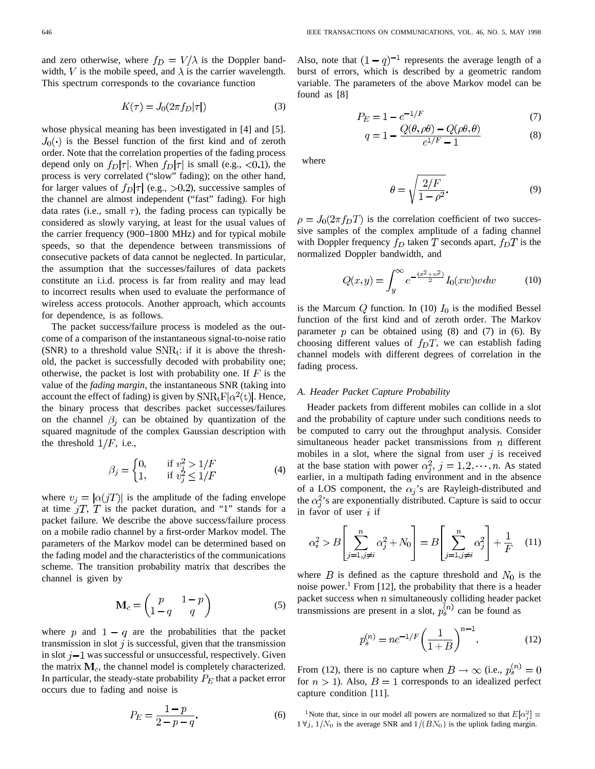and zero otherwise, where $f_D = V/\lambda$ is the Doppler bandwidth, $V$ is the mobile speed, and $\lambda$ is the carrier wavelength. This spectrum corresponds to the covariance function

$$K(\tau) = J_0(2\pi f_D|\tau|) \tag{3}$$

whose physical meaning has been investigated in [4] and [5]. $J_0(\cdot)$ is the Bessel function of the first kind and of zeroth order. Note that the correlation properties of the fading process depend only on $f_D|\tau|$. When $f_D|\tau|$ is small (e.g., $<0.1$), the process is very correlated ("slow" fading); on the other hand, for larger values of $f_D|\tau|$ (e.g., $>0.2$), successive samples of the channel are almost independent ("fast" fading). For high data rates (i.e., small $\tau$), the fading process can typically be considered as slowly varying, at least for the usual values of the carrier frequency (900–1800 MHz) and for typical mobile speeds, so that the dependence between transmissions of consecutive packets of data cannot be neglected. In particular, the assumption that the successes/failures of data packets constitute an i.i.d. process is far from reality and may lead to incorrect results when used to evaluate the performance of wireless access protocols. Another approach, which accounts for dependence, is as follows.

The packet success/failure process is modeled as the outcome of a comparison of the instantaneous signal-to-noise ratio (SNR) to a threshold value $\mathrm{SNR_t}$: if it is above the threshold, the packet is successfully decoded with probability one; otherwise, the packet is lost with probability one. If $F$ is the value of the *fading margin*, the instantaneous SNR (taking into account the effect of fading) is given by $\mathrm{SNR_t F}|\alpha^2(t)|$. Hence, the binary process that describes packet successes/failures on the channel $\beta_j$ can be obtained by quantization of the squared magnitude of the complex Gaussian description with the threshold $1/F$, i.e.,

$$\beta_j = \begin{cases} 0, & \text{if } v_j^2 > 1/F \\ 1, & \text{if } v_j^2 \leq 1/F \end{cases} \tag{4}$$

where $v_j = |\alpha(jT)|$ is the amplitude of the fading envelope at time $jT$, $T$ is the packet duration, and "1" stands for a packet failure. We describe the above success/failure process on a mobile radio channel by a first-order Markov model. The parameters of the Markov model can be determined based on the fading model and the characteristics of the communications scheme. The transition probability matrix that describes the channel is given by

$$\mathbf{M}_c = \begin{pmatrix} p & 1-p \\ 1-q & q \end{pmatrix} \tag{5}$$

where $p$ and $1-q$ are the probabilities that the packet transmission in slot $j$ is successful, given that the transmission in slot $j-1$ was successful or unsuccessful, respectively. Given the matrix $\mathbf{M}_c$, the channel model is completely characterized. In particular, the steady-state probability $P_E$ that a packet error occurs due to fading and noise is

$$P_E = \frac{1-p}{2-p-q}. \tag{6}$$

Also, note that $(1-q)^{-1}$ represents the average length of a burst of errors, which is described by a geometric random variable. The parameters of the above Markov model can be found as [8]

$$P_E = 1 - e^{-1/F} \tag{7}$$

$$q = 1 - \frac{Q(\theta, \rho\theta) - Q(\rho\theta, \theta)}{e^{1/F} - 1} \tag{8}$$

where

$$\theta = \sqrt{\frac{2/F}{1-\rho^2}}. \tag{9}$$

$\rho = J_0(2\pi f_D T)$ is the correlation coefficient of two successive samples of the complex amplitude of a fading channel with Doppler frequency $f_D$ taken $T$ seconds apart, $f_D T$ is the normalized Doppler bandwidth, and

$$Q(x,y) = \int_y^\infty e^{-\frac{(x^2+w^2)}{2}} I_0(xw) w \, dw \tag{10}$$

is the Marcum $Q$ function. In (10) $I_0$ is the modified Bessel function of the first kind and of zeroth order. The Markov parameter $p$ can be obtained using (8) and (7) in (6). By choosing different values of $f_D T$, we can establish fading channel models with different degrees of correlation in the fading process.

### A. Header Packet Capture Probability

Header packets from different mobiles can collide in a slot and the probability of capture under such conditions needs to be computed to carry out the throughput analysis. Consider simultaneous header packet transmissions from $n$ different mobiles in a slot, where the signal from user $j$ is received at the base station with power $\alpha_j^2$, $j = 1, 2, \cdots, n$. As stated earlier, in a multipath fading environment and in the absence of a LOS component, the $\alpha_j$'s are Rayleigh-distributed and the $\alpha_j^2$'s are exponentially distributed. Capture is said to occur in favor of user $i$ if

$$\alpha_i^2 > B\left[\sum_{j=1, j\neq i}^{n} \alpha_j^2 + N_0\right] = B\left[\sum_{j=1, j\neq i}^{n} \alpha_j^2\right] + \frac{1}{F} \tag{11}$$

where $B$ is defined as the capture threshold and $N_0$ is the noise power.[1] From [12], the probability that there is a header packet success when $n$ simultaneously colliding header packet transmissions are present in a slot, $p_s^{(n)}$ can be found as

$$p_s^{(n)} = n e^{-1/F} \left(\frac{1}{1+B}\right)^{n-1}. \tag{12}$$

From (12), there is no capture when $B \to \infty$ (i.e., $p_s^{(n)} = 0$ for $n > 1$). Also, $B = 1$ corresponds to an idealized perfect capture condition [11].

[1] Note that, since in our model all powers are normalized so that $E[\alpha_j^2] = 1 \; \forall j$, $1/N_0$ is the average SNR and $1/(BN_0)$ is the uplink fading margin.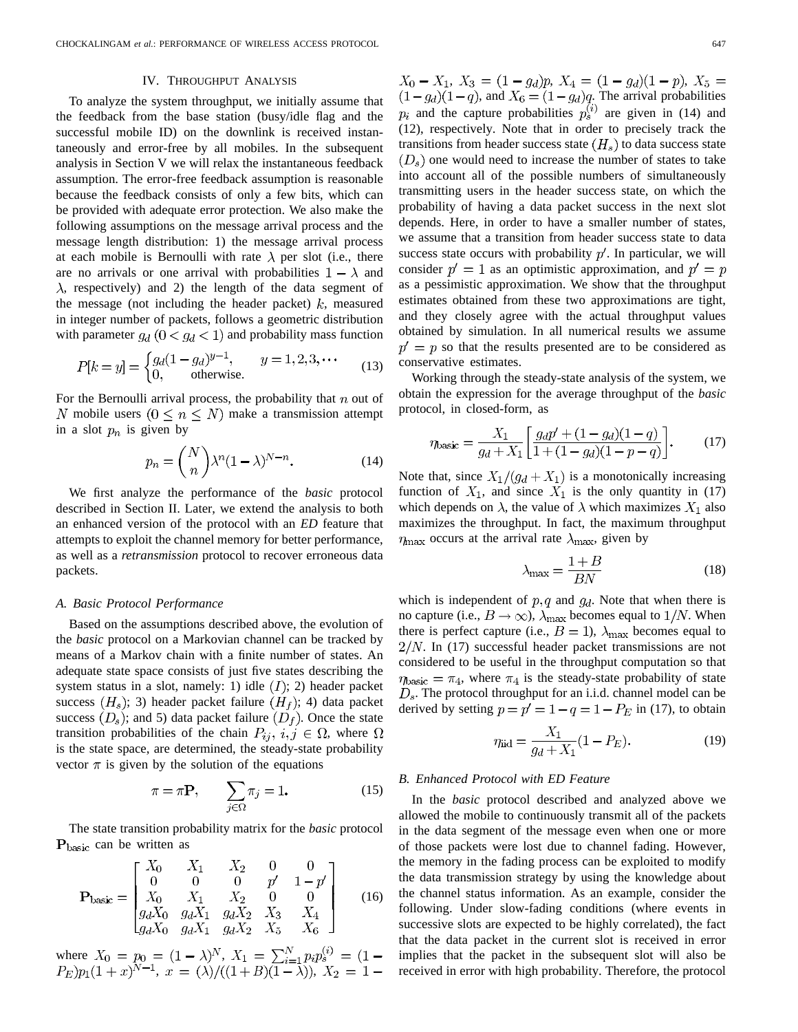## IV. Throughput Analysis

To analyze the system throughput, we initially assume that the feedback from the base station (busy/idle flag and the successful mobile ID) on the downlink is received instantaneously and error-free by all mobiles. In the subsequent analysis in Section V we will relax the instantaneous feedback assumption. The error-free feedback assumption is reasonable because the feedback consists of only a few bits, which can be provided with adequate error protection. We also make the following assumptions on the message arrival process and the message length distribution: 1) the message arrival process at each mobile is Bernoulli with rate $\lambda$ per slot (i.e., there are no arrivals or one arrival with probabilities $1-\lambda$ and $\lambda$, respectively) and 2) the length of the data segment of the message (not including the header packet) $k$, measured in integer number of packets, follows a geometric distribution with parameter $g_d$ $(0 < g_d < 1)$ and probability mass function

$$P[k=y] = \begin{cases} g_d(1-g_d)^{y-1}, & y=1,2,3,\cdots \\ 0, & \text{otherwise.} \end{cases} \tag{13}$$

For the Bernoulli arrival process, the probability that $n$ out of $N$ mobile users $(0 \leq n \leq N)$ make a transmission attempt in a slot $p_n$ is given by

$$p_n = \binom{N}{n} \lambda^n (1-\lambda)^{N-n}. \tag{14}$$

We first analyze the performance of the *basic* protocol described in Section II. Later, we extend the analysis to both an enhanced version of the protocol with an *ED* feature that attempts to exploit the channel memory for better performance, as well as a *retransmission* protocol to recover erroneous data packets.

### A. Basic Protocol Performance

Based on the assumptions described above, the evolution of the *basic* protocol on a Markovian channel can be tracked by means of a Markov chain with a finite number of states. An adequate state space consists of just five states describing the system status in a slot, namely: 1) idle $(I)$; 2) header packet success $(H_s)$; 3) header packet failure $(H_f)$; 4) data packet success $(D_s)$; and 5) data packet failure $(D_f)$. Once the state transition probabilities of the chain $P_{ij},\ i,j \in \Omega$, where $\Omega$ is the state space, are determined, the steady-state probability vector $\pi$ is given by the solution of the equations

$$\pi = \pi \mathbf{P}, \qquad \sum_{j \in \Omega} \pi_j = 1. \tag{15}$$

The state transition probability matrix for the *basic* protocol $\mathbf{P}_{\text{basic}}$ can be written as

$$\mathbf{P}_{\text{basic}} = \begin{bmatrix} X_0 & X_1 & X_2 & 0 & 0 \\ 0 & 0 & 0 & p' & 1-p' \\ X_0 & X_1 & X_2 & 0 & 0 \\ g_d X_0 & g_d X_1 & g_d X_2 & X_3 & X_4 \\ g_d X_0 & g_d X_1 & g_d X_2 & X_5 & X_6 \end{bmatrix} \tag{16}$$

where $X_0 = p_0 = (1-\lambda)^N$, $X_1 = \sum_{i=1}^{N} p_i p_s^{(i)} = (1-P_E)p_1(1+x)^{N-1}$, $x = (\lambda)/((1+B)(1-\lambda))$, $X_2 = 1 - X_0 - X_1$, $X_3 = (1-g_d)p$, $X_4 = (1-g_d)(1-p)$, $X_5 = (1-g_d)(1-q)$, and $X_6 = (1-g_d)q$. The arrival probabilities $p_i$ and the capture probabilities $p_s^{(i)}$ are given in (14) and (12), respectively. Note that in order to precisely track the transitions from header success state $(H_s)$ to data success state $(D_s)$ one would need to increase the number of states to take into account all of the possible numbers of simultaneously transmitting users in the header success state, on which the probability of having a data packet success in the next slot depends. Here, in order to have a smaller number of states, we assume that a transition from header success state to data success state occurs with probability $p'$. In particular, we will consider $p' = 1$ as an optimistic approximation, and $p' = p$ as a pessimistic approximation. We show that the throughput estimates obtained from these two approximations are tight, and they closely agree with the actual throughput values obtained by simulation. In all numerical results we assume $p' = p$ so that the results presented are to be considered as conservative estimates.

Working through the steady-state analysis of the system, we obtain the expression for the average throughput of the *basic* protocol, in closed-form, as

$$\eta_{\text{basic}} = \frac{X_1}{g_d + X_1}\left[\frac{g_d p' + (1-g_d)(1-q)}{1+(1-g_d)(1-p-q)}\right]. \tag{17}$$

Note that, since $X_1/(g_d + X_1)$ is a monotonically increasing function of $X_1$, and since $X_1$ is the only quantity in (17) which depends on $\lambda$, the value of $\lambda$ which maximizes $X_1$ also maximizes the throughput. In fact, the maximum throughput $\eta_{\max}$ occurs at the arrival rate $\lambda_{\max}$, given by

$$\lambda_{\max} = \frac{1+B}{BN} \tag{18}$$

which is independent of $p, q$ and $g_d$. Note that when there is no capture (i.e., $B \to \infty$), $\lambda_{\max}$ becomes equal to $1/N$. When there is perfect capture (i.e., $B = 1$), $\lambda_{\max}$ becomes equal to $2/N$. In (17) successful header packet transmissions are not considered to be useful in the throughput computation so that $\eta_{\text{basic}} = \pi_4$, where $\pi_4$ is the steady-state probability of state $D_s$. The protocol throughput for an i.i.d. channel model can be derived by setting $p = p' = 1 - q = 1 - P_E$ in (17), to obtain

$$\eta_{\text{iid}} = \frac{X_1}{g_d + X_1}(1-P_E). \tag{19}$$

### B. Enhanced Protocol with ED Feature

In the *basic* protocol described and analyzed above we allowed the mobile to continuously transmit all of the packets in the data segment of the message even when one or more of those packets were lost due to channel fading. However, the memory in the fading process can be exploited to modify the data transmission strategy by using the knowledge about the channel status information. As an example, consider the following. Under slow-fading conditions (where events in successive slots are expected to be highly correlated), the fact that the data packet in the current slot is received in error implies that the packet in the subsequent slot will also be received in error with high probability. Therefore, the protocol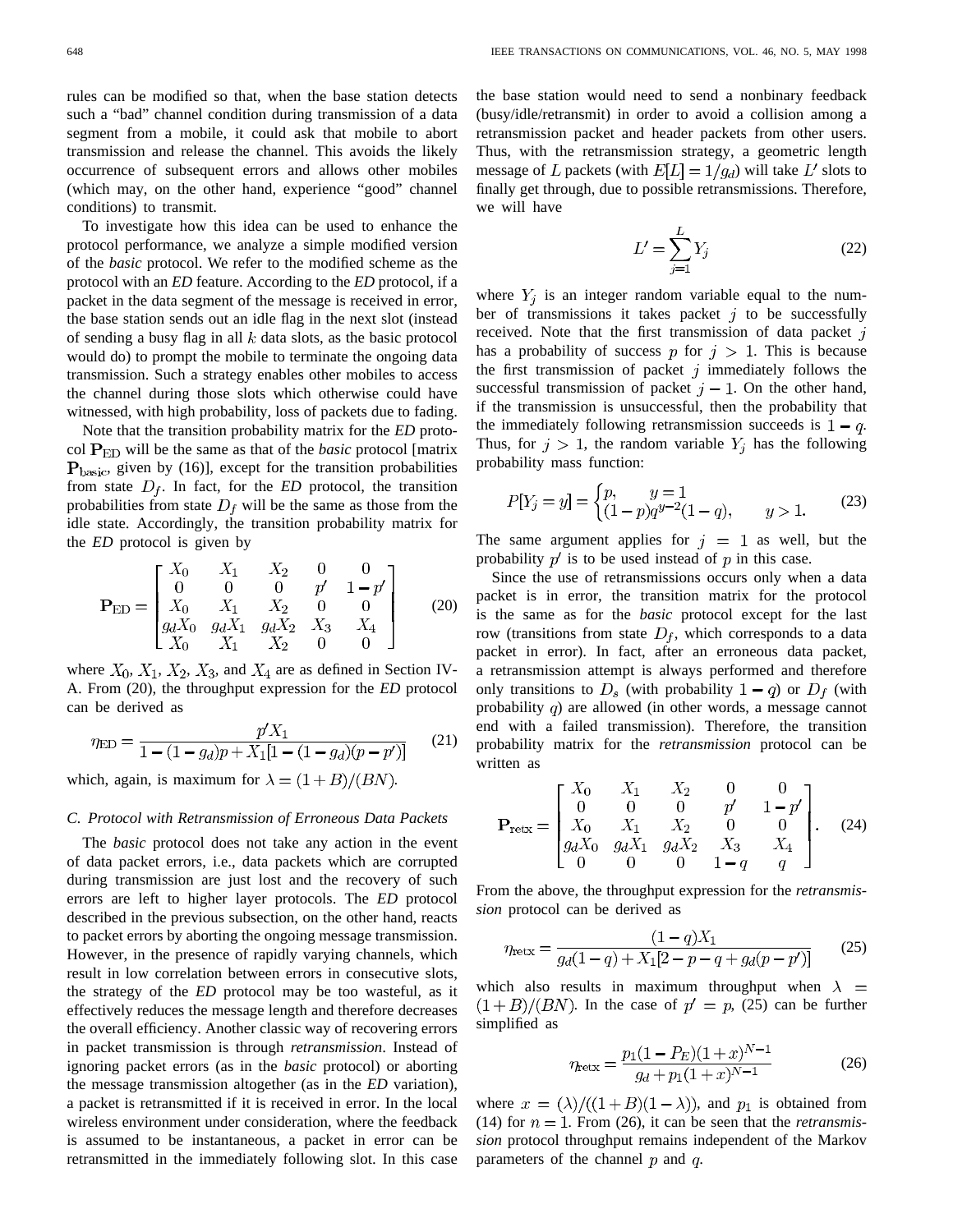rules can be modified so that, when the base station detects such a "bad" channel condition during transmission of a data segment from a mobile, it could ask that mobile to abort transmission and release the channel. This avoids the likely occurrence of subsequent errors and allows other mobiles (which may, on the other hand, experience "good" channel conditions) to transmit.

To investigate how this idea can be used to enhance the protocol performance, we analyze a simple modified version of the *basic* protocol. We refer to the modified scheme as the protocol with an *ED* feature. According to the *ED* protocol, if a packet in the data segment of the message is received in error, the base station sends out an idle flag in the next slot (instead of sending a busy flag in all $k$ data slots, as the basic protocol would do) to prompt the mobile to terminate the ongoing data transmission. Such a strategy enables other mobiles to access the channel during those slots which otherwise could have witnessed, with high probability, loss of packets due to fading.

Note that the transition probability matrix for the *ED* protocol $\mathbf{P}_{\text{ED}}$ will be the same as that of the *basic* protocol [matrix $\mathbf{P}_{\text{basic}}$, given by (16)], except for the transition probabilities from state $D_f$. In fact, for the *ED* protocol, the transition probabilities from state $D_f$ will be the same as those from the idle state. Accordingly, the transition probability matrix for the *ED* protocol is given by

$$\mathbf{P}_{\text{ED}} = \begin{bmatrix} X_0 & X_1 & X_2 & 0 & 0 \\ 0 & 0 & 0 & p' & 1-p' \\ X_0 & X_1 & X_2 & 0 & 0 \\ g_d X_0 & g_d X_1 & g_d X_2 & X_3 & X_4 \\ X_0 & X_1 & X_2 & 0 & 0 \end{bmatrix} \tag{20}$$

where $X_0$, $X_1$, $X_2$, $X_3$, and $X_4$ are as defined in Section IV-A. From (20), the throughput expression for the *ED* protocol can be derived as

$$\eta_{\text{ED}} = \frac{p' X_1}{1-(1-g_d)p + X_1[1-(1-g_d)(p-p')]} \tag{21}$$

which, again, is maximum for $\lambda = (1+B)/(BN)$.

### C. Protocol with Retransmission of Erroneous Data Packets

The *basic* protocol does not take any action in the event of data packet errors, i.e., data packets which are corrupted during transmission are just lost and the recovery of such errors are left to higher layer protocols. The *ED* protocol described in the previous subsection, on the other hand, reacts to packet errors by aborting the ongoing message transmission. However, in the presence of rapidly varying channels, which result in low correlation between errors in consecutive slots, the strategy of the *ED* protocol may be too wasteful, as it effectively reduces the message length and therefore decreases the overall efficiency. Another classic way of recovering errors in packet transmission is through *retransmission*. Instead of ignoring packet errors (as in the *basic* protocol) or aborting the message transmission altogether (as in the *ED* variation), a packet is retransmitted if it is received in error. In the local wireless environment under consideration, where the feedback is assumed to be instantaneous, a packet in error can be retransmitted in the immediately following slot. In this case the base station would need to send a nonbinary feedback (busy/idle/retransmit) in order to avoid a collision among a retransmission packet and header packets from other users. Thus, with the retransmission strategy, a geometric length message of $L$ packets (with $E[L] = 1/g_d$) will take $L'$ slots to finally get through, due to possible retransmissions. Therefore, we will have

$$L' = \sum_{j=1}^{L} Y_j \tag{22}$$

where $Y_j$ is an integer random variable equal to the number of transmissions it takes packet $j$ to be successfully received. Note that the first transmission of data packet $j$ has a probability of success $p$ for $j > 1$. This is because the first transmission of packet $j$ immediately follows the successful transmission of packet $j-1$. On the other hand, if the transmission is unsuccessful, then the probability that the immediately following retransmission succeeds is $1-q$. Thus, for $j > 1$, the random variable $Y_j$ has the following probability mass function:

$$P[Y_j = y] = \begin{cases} p, & y = 1 \\ (1-p)q^{y-2}(1-q), & y > 1. \end{cases} \tag{23}$$

The same argument applies for $j = 1$ as well, but the probability $p'$ is to be used instead of $p$ in this case.

Since the use of retransmissions occurs only when a data packet is in error, the transition matrix for the protocol is the same as for the *basic* protocol except for the last row (transitions from state $D_f$, which corresponds to a data packet in error). In fact, after an erroneous data packet, a retransmission attempt is always performed and therefore only transitions to $D_s$ (with probability $1-q$) or $D_f$ (with probability $q$) are allowed (in other words, a message cannot end with a failed transmission). Therefore, the transition probability matrix for the *retransmission* protocol can be written as

$$\mathbf{P}_{\text{retx}} = \begin{bmatrix} X_0 & X_1 & X_2 & 0 & 0 \\ 0 & 0 & 0 & p' & 1-p' \\ X_0 & X_1 & X_2 & 0 & 0 \\ g_d X_0 & g_d X_1 & g_d X_2 & X_3 & X_4 \\ 0 & 0 & 0 & 1-q & q \end{bmatrix}. \tag{24}$$

From the above, the throughput expression for the *retransmission* protocol can be derived as

$$\eta_{\text{retx}} = \frac{(1-q)X_1}{g_d(1-q) + X_1[2-p-q+g_d(p-p')]} \tag{25}$$

which also results in maximum throughput when $\lambda = (1+B)/(BN)$. In the case of $p' = p$, (25) can be further simplified as

$$\eta_{\text{retx}} = \frac{p_1(1-P_E)(1+x)^{N-1}}{g_d + p_1(1+x)^{N-1}} \tag{26}$$

where $x = (\lambda)/((1+B)(1-\lambda))$, and $p_1$ is obtained from (14) for $n = 1$. From (26), it can be seen that the *retransmission* protocol throughput remains independent of the Markov parameters of the channel $p$ and $q$.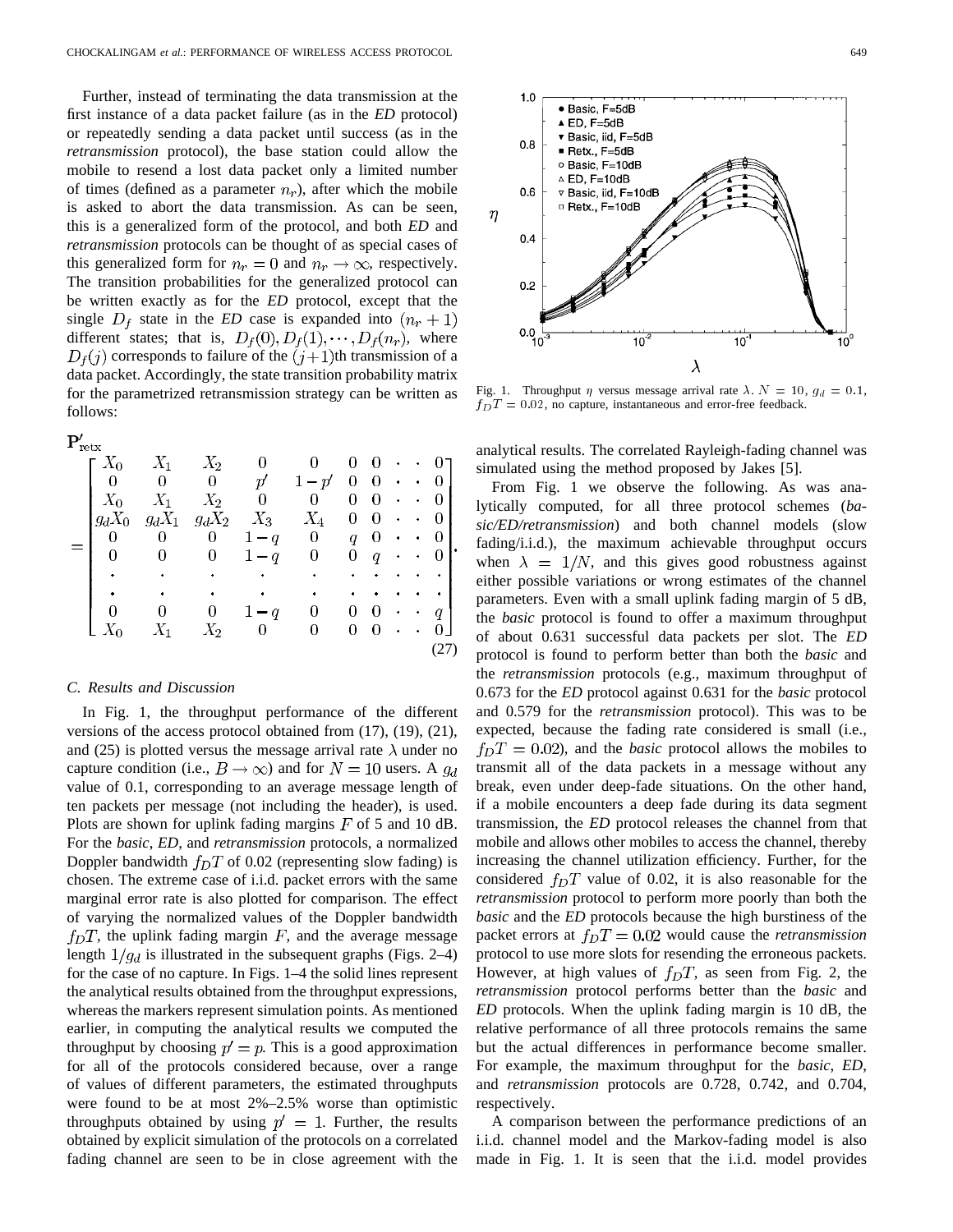Further, instead of terminating the data transmission at the first instance of a data packet failure (as in the *ED* protocol) or repeatedly sending a data packet until success (as in the *retransmission* protocol), the base station could allow the mobile to resend a lost data packet only a limited number of times (defined as a parameter $n_r$), after which the mobile is asked to abort the data transmission. As can be seen, this is a generalized form of the protocol, and both *ED* and *retransmission* protocols can be thought of as special cases of this generalized form for $n_r = 0$ and $n_r \to \infty$, respectively. The transition probabilities for the generalized protocol can be written exactly as for the *ED* protocol, except that the single $D_f$ state in the *ED* case is expanded into $(n_r + 1)$ different states; that is, $D_f(0), D_f(1), \cdots, D_f(n_r)$, where $D_f(j)$ corresponds to failure of the $(j+1)$th transmission of a data packet. Accordingly, the state transition probability matrix for the parametrized retransmission strategy can be written as follows:

$$\mathbf{P}'_{\text{retx}} = \begin{bmatrix} X_0 & X_1 & X_2 & 0 & 0 & 0 & 0 & \cdot & \cdot & 0 \\ 0 & 0 & 0 & p' & 1-p' & 0 & 0 & \cdot & \cdot & 0 \\ X_0 & X_1 & X_2 & 0 & 0 & 0 & 0 & \cdot & \cdot & 0 \\ g_d X_0 & g_d X_1 & g_d X_2 & X_3 & X_4 & 0 & 0 & \cdot & \cdot & 0 \\ 0 & 0 & 0 & 1-q & 0 & q & 0 & \cdot & \cdot & 0 \\ 0 & 0 & 0 & 1-q & 0 & 0 & q & \cdot & \cdot & 0 \\ \cdot & \cdot & \cdot & \cdot & \cdot & \cdot & \cdot & \cdot & \cdot & \cdot \\ \cdot & \cdot & \cdot & \cdot & \cdot & \cdot & \cdot & \cdot & \cdot & \cdot \\ 0 & 0 & 0 & 1-q & 0 & 0 & 0 & \cdot & \cdot & q \\ X_0 & X_1 & X_2 & 0 & 0 & 0 & 0 & \cdot & \cdot & 0 \end{bmatrix}. \quad (27)$$

### C. Results and Discussion

In Fig. 1, the throughput performance of the different versions of the access protocol obtained from (17), (19), (21), and (25) is plotted versus the message arrival rate $\lambda$ under no capture condition (i.e., $B \to \infty$) and for $N = 10$ users. A $g_d$ value of 0.1, corresponding to an average message length of ten packets per message (not including the header), is used. Plots are shown for uplink fading margins $F$ of 5 and 10 dB. For the *basic*, *ED*, and *retransmission* protocols, a normalized Doppler bandwidth $f_D T$ of 0.02 (representing slow fading) is chosen. The extreme case of i.i.d. packet errors with the same marginal error rate is also plotted for comparison. The effect of varying the normalized values of the Doppler bandwidth $f_D T$, the uplink fading margin $F$, and the average message length $1/g_d$ is illustrated in the subsequent graphs (Figs. 2–4) for the case of no capture. In Figs. 1–4 the solid lines represent the analytical results obtained from the throughput expressions, whereas the markers represent simulation points. As mentioned earlier, in computing the analytical results we computed the throughput by choosing $p' = p$. This is a good approximation for all of the protocols considered because, over a range of values of different parameters, the estimated throughputs were found to be at most 2%–2.5% worse than optimistic throughputs obtained by using $p' = 1$. Further, the results obtained by explicit simulation of the protocols on a correlated fading channel are seen to be in close agreement with the analytical results. The correlated Rayleigh-fading channel was simulated using the method proposed by Jakes [5].

Fig. 1. Throughput $\eta$ versus message arrival rate $\lambda$. $N = 10$, $g_d = 0.1$, $f_D T = 0.02$, no capture, instantaneous and error-free feedback.

From Fig. 1 we observe the following. As was analytically computed, for all three protocol schemes (*basic/ED/retransmission*) and both channel models (slow fading/i.i.d.), the maximum achievable throughput occurs when $\lambda = 1/N$, and this gives good robustness against either possible variations or wrong estimates of the channel parameters. Even with a small uplink fading margin of 5 dB, the *basic* protocol is found to offer a maximum throughput of about 0.631 successful data packets per slot. The *ED* protocol is found to perform better than both the *basic* and the *retransmission* protocols (e.g., maximum throughput of 0.673 for the *ED* protocol against 0.631 for the *basic* protocol and 0.579 for the *retransmission* protocol). This was to be expected, because the fading rate considered is small (i.e., $f_D T = 0.02$), and the *basic* protocol allows the mobiles to transmit all of the data packets in a message without any break, even under deep-fade situations. On the other hand, if a mobile encounters a deep fade during its data segment transmission, the *ED* protocol releases the channel from that mobile and allows other mobiles to access the channel, thereby increasing the channel utilization efficiency. Further, for the considered $f_D T$ value of 0.02, it is also reasonable for the *retransmission* protocol to perform more poorly than both the *basic* and the *ED* protocols because the high burstiness of the packet errors at $f_D T = 0.02$ would cause the *retransmission* protocol to use more slots for resending the erroneous packets. However, at high values of $f_D T$, as seen from Fig. 2, the *retransmission* protocol performs better than the *basic* and *ED* protocols. When the uplink fading margin is 10 dB, the relative performance of all three protocols remains the same but the actual differences in performance become smaller. For example, the maximum throughput for the *basic*, *ED*, and *retransmission* protocols are 0.728, 0.742, and 0.704, respectively.

A comparison between the performance predictions of an i.i.d. channel model and the Markov-fading model is also made in Fig. 1. It is seen that the i.i.d. model provides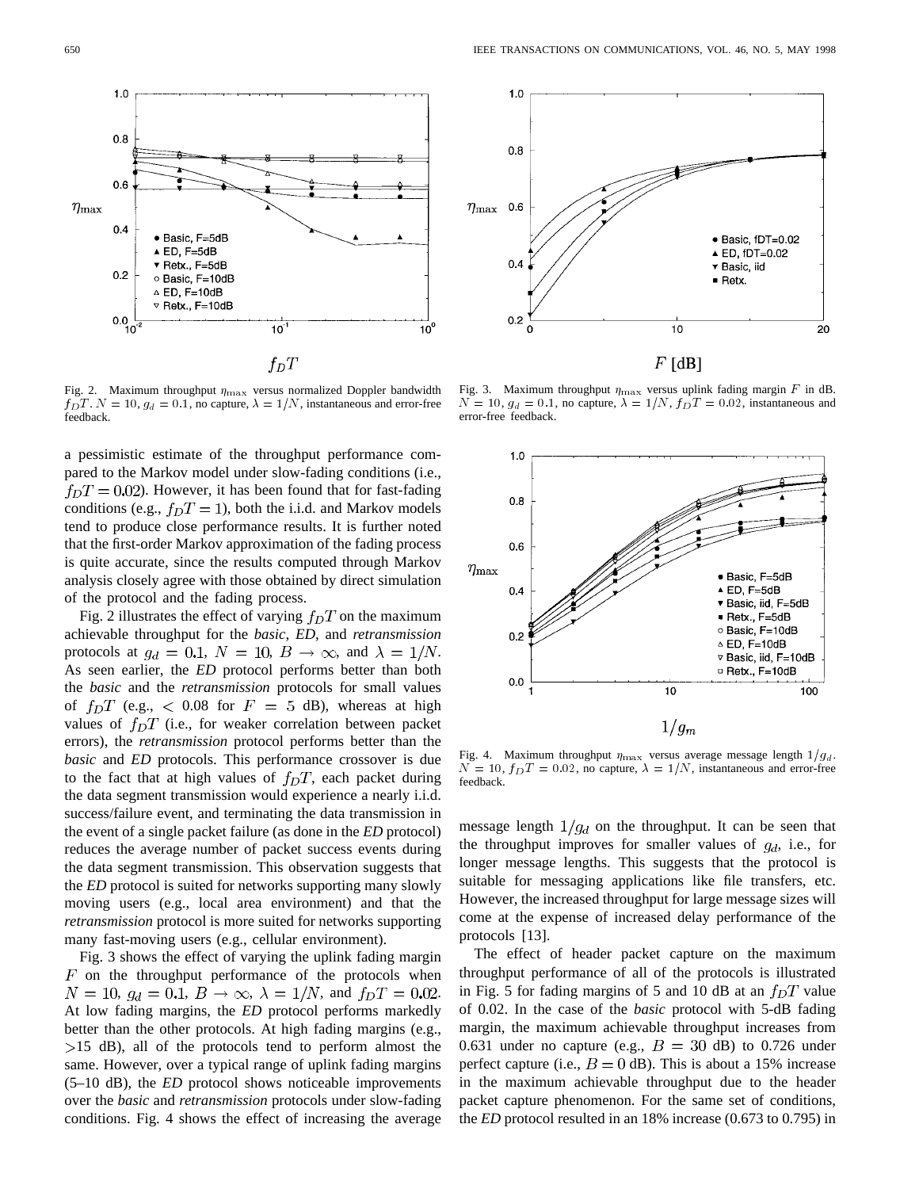Fig. 2. Maximum throughput $\eta_{\max}$ versus normalized Doppler bandwidth $f_D T$. $N = 10$, $g_d = 0.1$, no capture, $\lambda = 1/N$, instantaneous and error-free feedback.

Fig. 3. Maximum throughput $\eta_{\max}$ versus uplink fading margin $F$ in dB. $N = 10$, $g_d = 0.1$, no capture, $\lambda = 1/N$, $f_D T = 0.02$, instantaneous and error-free feedback.

a pessimistic estimate of the throughput performance compared to the Markov model under slow-fading conditions (i.e., $f_D T = 0.02$). However, it has been found that for fast-fading conditions (e.g., $f_D T = 1$), both the i.i.d. and Markov models tend to produce close performance results. It is further noted that the first-order Markov approximation of the fading process is quite accurate, since the results computed through Markov analysis closely agree with those obtained by direct simulation of the protocol and the fading process.

Fig. 2 illustrates the effect of varying $f_D T$ on the maximum achievable throughput for the *basic*, *ED*, and *retransmission* protocols at $g_d = 0.1$, $N = 10$, $B \to \infty$, and $\lambda = 1/N$. As seen earlier, the *ED* protocol performs better than both the *basic* and the *retransmission* protocols for small values of $f_D T$ (e.g., $< 0.08$ for $F = 5$ dB), whereas at high values of $f_D T$ (i.e., for weaker correlation between packet errors), the *retransmission* protocol performs better than the *basic* and *ED* protocols. This performance crossover is due to the fact that at high values of $f_D T$, each packet during the data segment transmission would experience a nearly i.i.d. success/failure event, and terminating the data transmission in the event of a single packet failure (as done in the *ED* protocol) reduces the average number of packet success events during the data segment transmission. This observation suggests that the *ED* protocol is suited for networks supporting many slowly moving users (e.g., local area environment) and that the *retransmission* protocol is more suited for networks supporting many fast-moving users (e.g., cellular environment).

Fig. 3 shows the effect of varying the uplink fading margin $F$ on the throughput performance of the protocols when $N = 10$, $g_d = 0.1$, $B \to \infty$, $\lambda = 1/N$, and $f_D T = 0.02$. At low fading margins, the *ED* protocol performs markedly better than the other protocols. At high fading margins (e.g., $>15$ dB), all of the protocols tend to perform almost the same. However, over a typical range of uplink fading margins (5–10 dB), the *ED* protocol shows noticeable improvements over the *basic* and *retransmission* protocols under slow-fading conditions. Fig. 4 shows the effect of increasing the average message length $1/g_d$ on the throughput. It can be seen that the throughput improves for smaller values of $g_d$, i.e., for longer message lengths. This suggests that the protocol is suitable for messaging applications like file transfers, etc. However, the increased throughput for large message sizes will come at the expense of increased delay performance of the protocols [13].

Fig. 4. Maximum throughput $\eta_{\max}$ versus average message length $1/g_d$. $N = 10$, $f_D T = 0.02$, no capture, $\lambda = 1/N$, instantaneous and error-free feedback.

The effect of header packet capture on the maximum throughput performance of all of the protocols is illustrated in Fig. 5 for fading margins of 5 and 10 dB at an $f_D T$ value of 0.02. In the case of the *basic* protocol with 5-dB fading margin, the maximum achievable throughput increases from 0.631 under no capture (e.g., $B = 30$ dB) to 0.726 under perfect capture (i.e., $B = 0$ dB). This is about a 15% increase in the maximum achievable throughput due to the header packet capture phenomenon. For the same set of conditions, the *ED* protocol resulted in an 18% increase (0.673 to 0.795) in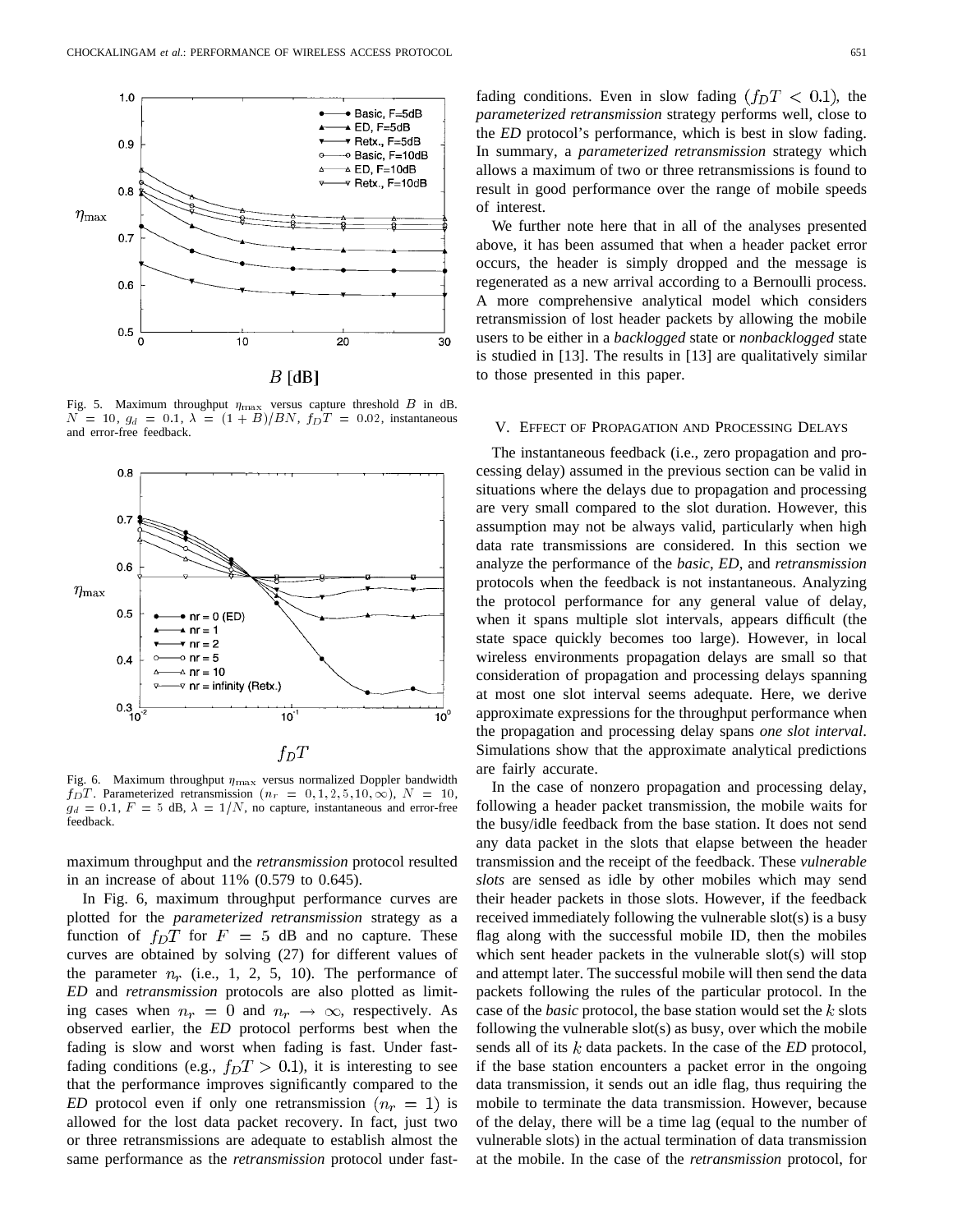1.0
0.9
0.8
0.7
0.6
0.5
0
10
20
30

$\eta_{\max}$

$B$ [dB]

Basic, F=5dB
ED, F=5dB
Retx., F=5dB
Basic, F=10dB
ED, F=10dB
Retx., F=10dB

Fig. 5. Maximum throughput $\eta_{\max}$ versus capture threshold $B$ in dB. $N = 10$, $g_d = 0.1$, $\lambda = (1+B)/BN$, $f_D T = 0.02$, instantaneous and error-free feedback.

0.8
0.7
0.6
0.5
0.4
0.3
$10^{-2}$
$10^{-1}$
$10^{0}$

$\eta_{\max}$

$f_D T$

nr = 0 (ED)
nr = 1
nr = 2
nr = 5
nr = 10
nr = infinity (Retx.)

Fig. 6. Maximum throughput $\eta_{\max}$ versus normalized Doppler bandwidth $f_D T$. Parameterized retransmission $(n_r = 0, 1, 2, 5, 10, \infty)$, $N = 10$, $g_d = 0.1$, $F = 5$ dB, $\lambda = 1/N$, no capture, instantaneous and error-free feedback.

maximum throughput and the *retransmission* protocol resulted in an increase of about 11% (0.579 to 0.645).

In Fig. 6, maximum throughput performance curves are plotted for the *parameterized retransmission* strategy as a function of $f_D T$ for $F = 5$ dB and no capture. These curves are obtained by solving (27) for different values of the parameter $n_r$ (i.e., 1, 2, 5, 10). The performance of *ED* and *retransmission* protocols are also plotted as limiting cases when $n_r = 0$ and $n_r \rightarrow \infty$, respectively. As observed earlier, the *ED* protocol performs best when the fading is slow and worst when fading is fast. Under fast-fading conditions (e.g., $f_D T > 0.1$), it is interesting to see that the performance improves significantly compared to the *ED* protocol even if only one retransmission $(n_r = 1)$ is allowed for the lost data packet recovery. In fact, just two or three retransmissions are adequate to establish almost the same performance as the *retransmission* protocol under fast-fading conditions. Even in slow fading $(f_D T < 0.1)$, the *parameterized retransmission* strategy performs well, close to the *ED* protocol's performance, which is best in slow fading. In summary, a *parameterized retransmission* strategy which allows a maximum of two or three retransmissions is found to result in good performance over the range of mobile speeds of interest.

We further note here that in all of the analyses presented above, it has been assumed that when a header packet error occurs, the header is simply dropped and the message is regenerated as a new arrival according to a Bernoulli process. A more comprehensive analytical model which considers retransmission of lost header packets by allowing the mobile users to be either in a *backlogged* state or *nonbacklogged* state is studied in [13]. The results in [13] are qualitatively similar to those presented in this paper.

## V. Effect of Propagation and Processing Delays

The instantaneous feedback (i.e., zero propagation and processing delay) assumed in the previous section can be valid in situations where the delays due to propagation and processing are very small compared to the slot duration. However, this assumption may not be always valid, particularly when high data rate transmissions are considered. In this section we analyze the performance of the *basic*, *ED*, and *retransmission* protocols when the feedback is not instantaneous. Analyzing the protocol performance for any general value of delay, when it spans multiple slot intervals, appears difficult (the state space quickly becomes too large). However, in local wireless environments propagation delays are small so that consideration of propagation and processing delays spanning at most one slot interval seems adequate. Here, we derive approximate expressions for the throughput performance when the propagation and processing delay spans *one slot interval*. Simulations show that the approximate analytical predictions are fairly accurate.

In the case of nonzero propagation and processing delay, following a header packet transmission, the mobile waits for the busy/idle feedback from the base station. It does not send any data packet in the slots that elapse between the header transmission and the receipt of the feedback. These *vulnerable slots* are sensed as idle by other mobiles which may send their header packets in those slots. However, if the feedback received immediately following the vulnerable slot(s) is a busy flag along with the successful mobile ID, then the mobiles which sent header packets in the vulnerable slot(s) will stop and attempt later. The successful mobile will then send the data packets following the rules of the particular protocol. In the case of the *basic* protocol, the base station would set the $k$ slots following the vulnerable slot(s) as busy, over which the mobile sends all of its $k$ data packets. In the case of the *ED* protocol, if the base station encounters a packet error in the ongoing data transmission, it sends out an idle flag, thus requiring the mobile to terminate the data transmission. However, because of the delay, there will be a time lag (equal to the number of vulnerable slots) in the actual termination of data transmission at the mobile. In the case of the *retransmission* protocol, for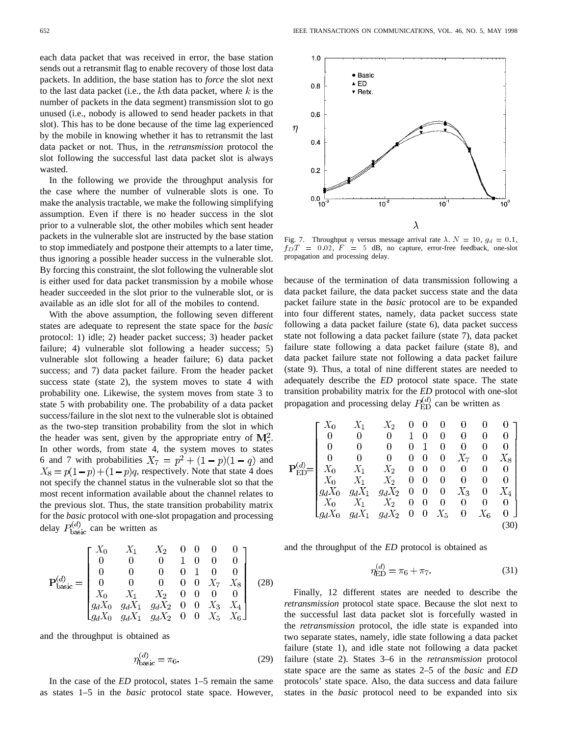each data packet that was received in error, the base station sends out a retransmit flag to enable recovery of those lost data packets. In addition, the base station has to *force* the slot next to the last data packet (i.e., the $k$th data packet, where $k$ is the number of packets in the data segment) transmission slot to go unused (i.e., nobody is allowed to send header packets in that slot). This has to be done because of the time lag experienced by the mobile in knowing whether it has to retransmit the last data packet or not. Thus, in the *retransmission* protocol the slot following the successful last data packet slot is always wasted.

In the following we provide the throughput analysis for the case where the number of vulnerable slots is one. To make the analysis tractable, we make the following simplifying assumption. Even if there is no header success in the slot prior to a vulnerable slot, the other mobiles which sent header packets in the vulnerable slot are instructed by the base station to stop immediately and postpone their attempts to a later time, thus ignoring a possible header success in the vulnerable slot. By forcing this constraint, the slot following the vulnerable slot is either used for data packet transmission by a mobile whose header succeeded in the slot prior to the vulnerable slot, or is available as an idle slot for all of the mobiles to contend.

With the above assumption, the following seven different states are adequate to represent the state space for the *basic* protocol: 1) idle; 2) header packet success; 3) header packet failure; 4) vulnerable slot following a header success; 5) vulnerable slot following a header failure; 6) data packet success; and 7) data packet failure. From the header packet success state (state 2), the system moves to state 4 with probability one. Likewise, the system moves from state 3 to state 5 with probability one. The probability of a data packet success/failure in the slot next to the vulnerable slot is obtained as the two-step transition probability from the slot in which the header was sent, given by the appropriate entry of $\mathbf{M}_c^2$. In other words, from state 4, the system moves to states 6 and 7 with probabilities $X_7 = p^2 + (1-p)(1-q)$ and $X_8 = p(1-p) + (1-p)q$, respectively. Note that state 4 does not specify the channel status in the vulnerable slot so that the most recent information available about the channel relates to the previous slot. Thus, the state transition probability matrix for the *basic* protocol with one-slot propagation and processing delay $P_{\text{basic}}^{(d)}$ can be written as

$$\mathbf{P}_{\text{basic}}^{(d)} = \begin{bmatrix} X_0 & X_1 & X_2 & 0 & 0 & 0 & 0 \\ 0 & 0 & 0 & 1 & 0 & 0 & 0 \\ 0 & 0 & 0 & 0 & 1 & 0 & 0 \\ 0 & 0 & 0 & 0 & 0 & X_7 & X_8 \\ X_0 & X_1 & X_2 & 0 & 0 & 0 & 0 \\ g_d X_0 & g_d X_1 & g_d X_2 & 0 & 0 & X_3 & X_4 \\ g_d X_0 & g_d X_1 & g_d X_2 & 0 & 0 & X_5 & X_6 \end{bmatrix} \tag{28}$$

and the throughput is obtained as

$$\eta_{\text{basic}}^{(d)} = \pi_6. \tag{29}$$

In the case of the *ED* protocol, states 1–5 remain the same as states 1–5 in the *basic* protocol state space. However, because of the termination of data transmission following a data packet failure, the data packet success state and the data packet failure state in the *basic* protocol are to be expanded into four different states, namely, data packet success state following a data packet failure (state 6), data packet success state not following a data packet failure (state 7), data packet failure state following a data packet failure (state 8), and data packet failure state not following a data packet failure (state 9). Thus, a total of nine different states are needed to adequately describe the *ED* protocol state space. The state transition probability matrix for the *ED* protocol with one-slot propagation and processing delay $P_{\text{ED}}^{(d)}$ can be written as

$$\mathbf{P}_{\text{ED}}^{(d)} = \begin{bmatrix} X_0 & X_1 & X_2 & 0 & 0 & 0 & 0 & 0 & 0 \\ 0 & 0 & 0 & 1 & 0 & 0 & 0 & 0 & 0 \\ 0 & 0 & 0 & 0 & 1 & 0 & 0 & 0 & 0 \\ 0 & 0 & 0 & 0 & 0 & 0 & X_7 & 0 & X_8 \\ X_0 & X_1 & X_2 & 0 & 0 & 0 & 0 & 0 & 0 \\ X_0 & X_1 & X_2 & 0 & 0 & 0 & 0 & 0 & 0 \\ g_d X_0 & g_d X_1 & g_d X_2 & 0 & 0 & 0 & X_3 & 0 & X_4 \\ X_0 & X_1 & X_2 & 0 & 0 & 0 & 0 & 0 & 0 \\ g_d X_0 & g_d X_1 & g_d X_2 & 0 & 0 & X_5 & 0 & X_6 & 0 \end{bmatrix} \tag{30}$$

and the throughput of the *ED* protocol is obtained as

$$\eta_{\text{ED}}^{(d)} = \pi_6 + \pi_7. \tag{31}$$

Finally, 12 different states are needed to describe the *retransmission* protocol state space. Because the slot next to the successful last data packet slot is forcefully wasted in the *retransmission* protocol, the idle state is expanded into two separate states, namely, idle state following a data packet failure (state 1), and idle state not following a data packet failure (state 2). States 3–6 in the *retransmission* protocol state space are the same as states 2–5 of the *basic* and *ED* protocols' state space. Also, the data success and data failure states in the *basic* protocol need to be expanded into six

Fig. 7. Throughput $\eta$ versus message arrival rate $\lambda$. $N = 10$, $g_d = 0.1$, $f_D T = 0.02$, $F = 5$ dB, no capture, error-free feedback, one-slot propagation and processing delay.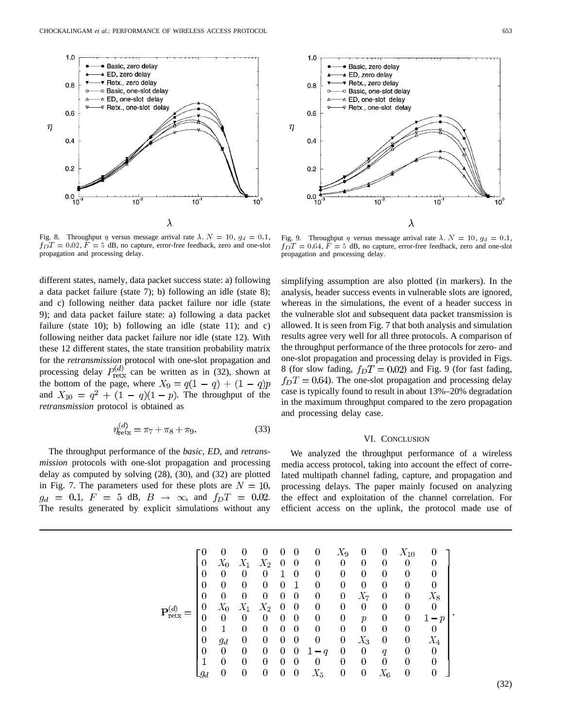Fig. 8. Throughput $\eta$ versus message arrival rate $\lambda$. $N = 10$, $g_d = 0.1$, $f_D T = 0.02$, $F = 5$ dB, no capture, error-free feedback, zero and one-slot propagation and processing delay.

Fig. 9. Throughput $\eta$ versus message arrival rate $\lambda$. $N = 10$, $g_d = 0.1$, $f_D T = 0.64$, $F = 5$ dB, no capture, error-free feedback, zero and one-slot propagation and processing delay.

different states, namely, data packet success state: a) following a data packet failure (state 7); b) following an idle (state 8); and c) following neither data packet failure nor idle (state 9); and data packet failure state: a) following a data packet failure (state 10); b) following an idle (state 11); and c) following neither data packet failure nor idle (state 12). With these 12 different states, the state transition probability matrix for the *retransmission* protocol with one-slot propagation and processing delay $P_{\text{retx}}^{(d)}$ can be written as in (32), shown at the bottom of the page, where $X_9 = q(1-q) + (1-q)p$ and $X_{10} = q^2 + (1-q)(1-p)$. The throughput of the *retransmission* protocol is obtained as

$$\eta_{\text{retx}}^{(d)} = \pi_7 + \pi_8 + \pi_9. \tag{33}$$

The throughput performance of the *basic*, *ED*, and *retransmission* protocols with one-slot propagation and processing delay as computed by solving (28), (30), and (32) are plotted in Fig. 7. The parameters used for these plots are $N = 10$, $g_d = 0.1$, $F = 5$ dB, $B \to \infty$, and $f_D T = 0.02$. The results generated by explicit simulations without any simplifying assumption are also plotted (in markers). In the analysis, header success events in vulnerable slots are ignored, whereas in the simulations, the event of a header success in the vulnerable slot and subsequent data packet transmission is allowed. It is seen from Fig. 7 that both analysis and simulation results agree very well for all three protocols. A comparison of the throughput performance of the three protocols for zero- and one-slot propagation and processing delay is provided in Figs. 8 (for slow fading, $f_D T = 0.02$) and Fig. 9 (for fast fading, $f_D T = 0.64$). The one-slot propagation and processing delay case is typically found to result in about 13%–20% degradation in the maximum throughput compared to the zero propagation and processing delay case.

## VI. Conclusion

We analyzed the throughput performance of a wireless media access protocol, taking into account the effect of correlated multipath channel fading, capture, and propagation and processing delays. The paper mainly focused on analyzing the effect and exploitation of the channel correlation. For efficient access on the uplink, the protocol made use of

$$\mathbf{P}_{\text{retx}}^{(d)} = \begin{bmatrix} 0 & 0 & 0 & 0 & 0 & 0 & 0 & X_9 & 0 & 0 & X_{10} & 0 \\ 0 & X_0 & X_1 & X_2 & 0 & 0 & 0 & 0 & 0 & 0 & 0 & 0 \\ 0 & 0 & 0 & 0 & 1 & 0 & 0 & 0 & 0 & 0 & 0 & 0 \\ 0 & 0 & 0 & 0 & 0 & 1 & 0 & 0 & 0 & 0 & 0 & 0 \\ 0 & 0 & 0 & 0 & 0 & 0 & 0 & 0 & X_7 & 0 & 0 & X_8 \\ 0 & X_0 & X_1 & X_2 & 0 & 0 & 0 & 0 & 0 & 0 & 0 & 0 \\ 0 & 0 & 0 & 0 & 0 & 0 & 0 & 0 & p & 0 & 0 & 1-p \\ 0 & 1 & 0 & 0 & 0 & 0 & 0 & 0 & 0 & 0 & 0 & 0 \\ 0 & g_d & 0 & 0 & 0 & 0 & 0 & 0 & X_3 & 0 & 0 & X_4 \\ 0 & 0 & 0 & 0 & 0 & 0 & 1-q & 0 & 0 & q & 0 & 0 \\ 1 & 0 & 0 & 0 & 0 & 0 & 0 & 0 & 0 & 0 & 0 & 0 \\ g_d & 0 & 0 & 0 & 0 & 0 & X_5 & 0 & 0 & X_6 & 0 & 0 \end{bmatrix}. \tag{32}$$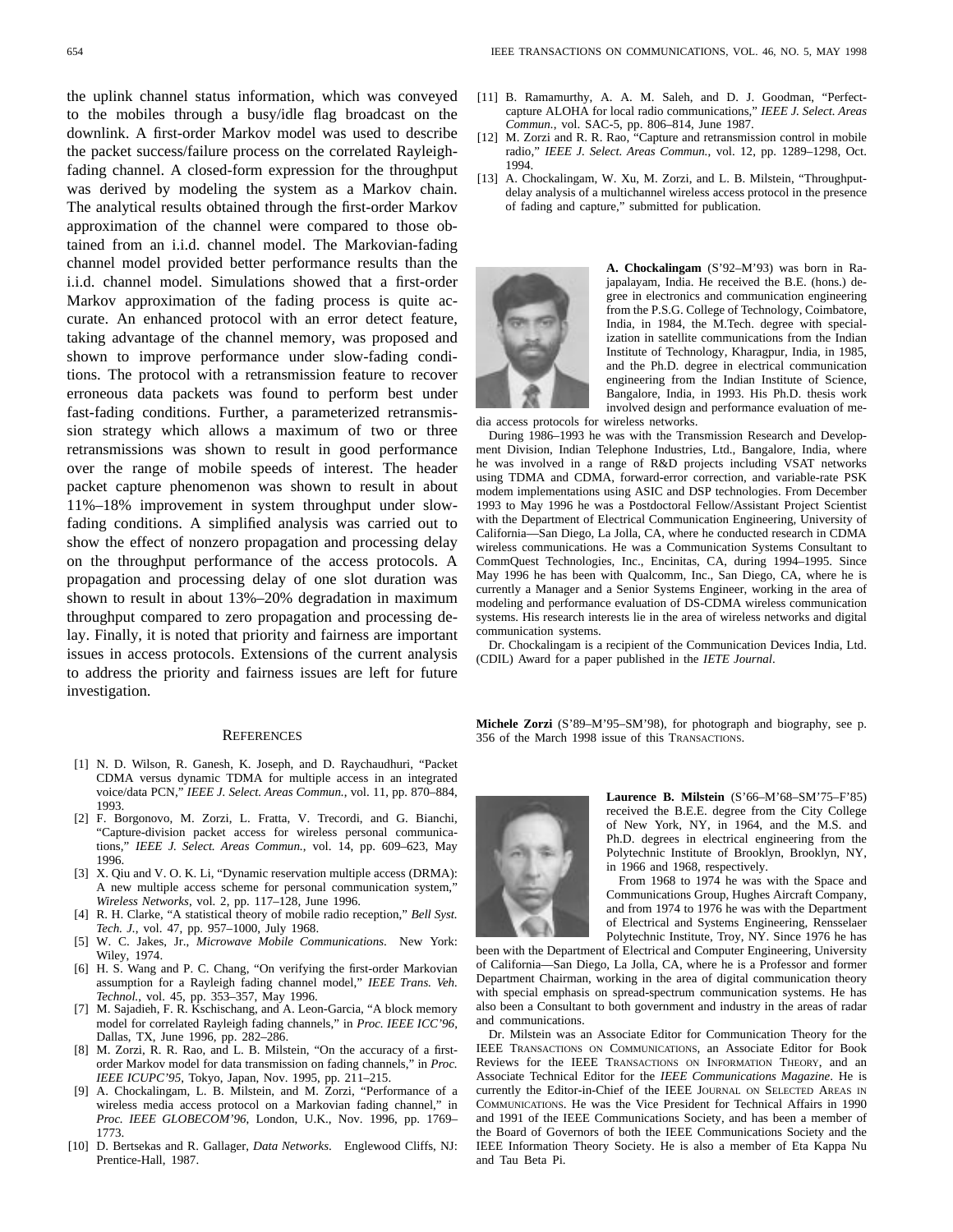the uplink channel status information, which was conveyed to the mobiles through a busy/idle flag broadcast on the downlink. A first-order Markov model was used to describe the packet success/failure process on the correlated Rayleigh-fading channel. A closed-form expression for the throughput was derived by modeling the system as a Markov chain. The analytical results obtained through the first-order Markov approximation of the channel were compared to those obtained from an i.i.d. channel model. The Markovian-fading channel model provided better performance results than the i.i.d. channel model. Simulations showed that a first-order Markov approximation of the fading process is quite accurate. An enhanced protocol with an error detect feature, taking advantage of the channel memory, was proposed and shown to improve performance under slow-fading conditions. The protocol with a retransmission feature to recover erroneous data packets was found to perform best under fast-fading conditions. Further, a parameterized retransmission strategy which allows a maximum of two or three retransmissions was shown to result in good performance over the range of mobile speeds of interest. The header packet capture phenomenon was shown to result in about 11%–18% improvement in system throughput under slow-fading conditions. A simplified analysis was carried out to show the effect of nonzero propagation and processing delay on the throughput performance of the access protocols. A propagation and processing delay of one slot duration was shown to result in about 13%–20% degradation in maximum throughput compared to zero propagation and processing delay. Finally, it is noted that priority and fairness are important issues in access protocols. Extensions of the current analysis to address the priority and fairness issues are left for future investigation.

## References

[1] N. D. Wilson, R. Ganesh, K. Joseph, and D. Raychaudhuri, "Packet CDMA versus dynamic TDMA for multiple access in an integrated voice/data PCN," *IEEE J. Select. Areas Commun.*, vol. 11, pp. 870–884, 1993.

[2] F. Borgonovo, M. Zorzi, L. Fratta, V. Trecordi, and G. Bianchi, "Capture-division packet access for wireless personal communications," *IEEE J. Select. Areas Commun.*, vol. 14, pp. 609–623, May 1996.

[3] X. Qiu and V. O. K. Li, "Dynamic reservation multiple access (DRMA): A new multiple access scheme for personal communication system," *Wireless Networks*, vol. 2, pp. 117–128, June 1996.

[4] R. H. Clarke, "A statistical theory of mobile radio reception," *Bell Syst. Tech. J.*, vol. 47, pp. 957–1000, July 1968.

[5] W. C. Jakes, Jr., *Microwave Mobile Communications*. New York: Wiley, 1974.

[6] H. S. Wang and P. C. Chang, "On verifying the first-order Markovian assumption for a Rayleigh fading channel model," *IEEE Trans. Veh. Technol.*, vol. 45, pp. 353–357, May 1996.

[7] M. Sajadieh, F. R. Kschischang, and A. Leon-Garcia, "A block memory model for correlated Rayleigh fading channels," in *Proc. IEEE ICC'96*, Dallas, TX, June 1996, pp. 282–286.

[8] M. Zorzi, R. R. Rao, and L. B. Milstein, "On the accuracy of a first-order Markov model for data transmission on fading channels," in *Proc. IEEE ICUPC'95*, Tokyo, Japan, Nov. 1995, pp. 211–215.

[9] A. Chockalingam, L. B. Milstein, and M. Zorzi, "Performance of a wireless media access protocol on a Markovian fading channel," in *Proc. IEEE GLOBECOM'96*, London, U.K., Nov. 1996, pp. 1769–1773.

[10] D. Bertsekas and R. Gallager, *Data Networks*. Englewood Cliffs, NJ: Prentice-Hall, 1987.

[11] B. Ramamurthy, A. A. M. Saleh, and D. J. Goodman, "Perfect-capture ALOHA for local radio communications," *IEEE J. Select. Areas Commun.*, vol. SAC-5, pp. 806–814, June 1987.

[12] M. Zorzi and R. R. Rao, "Capture and retransmission control in mobile radio," *IEEE J. Select. Areas Commun.*, vol. 12, pp. 1289–1298, Oct. 1994.

[13] A. Chockalingam, W. Xu, M. Zorzi, and L. B. Milstein, "Throughput-delay analysis of a multichannel wireless access protocol in the presence of fading and capture," submitted for publication.

**A. Chockalingam** (S'92–M'93) was born in Rajapalayam, India. He received the B.E. (hons.) degree in electronics and communication engineering from the P.S.G. College of Technology, Coimbatore, India, in 1984, the M.Tech. degree with specialization in satellite communications from the Indian Institute of Technology, Kharagpur, India, in 1985, and the Ph.D. degree in electrical communication engineering from the Indian Institute of Science, Bangalore, India, in 1993. His Ph.D. thesis work involved design and performance evaluation of media access protocols for wireless networks.

During 1986–1993 he was with the Transmission Research and Development Division, Indian Telephone Industries, Ltd., Bangalore, India, where he was involved in a range of R&D projects including VSAT networks using TDMA and CDMA, forward-error correction, and variable-rate PSK modem implementations using ASIC and DSP technologies. From December 1993 to May 1996 he was a Postdoctoral Fellow/Assistant Project Scientist with the Department of Electrical Communication Engineering, University of California—San Diego, La Jolla, CA, where he conducted research in CDMA wireless communications. He was a Communication Systems Consultant to CommQuest Technologies, Inc., Encinitas, CA, during 1994–1995. Since May 1996 he has been with Qualcomm, Inc., San Diego, CA, where he is currently a Manager and a Senior Systems Engineer, working in the area of modeling and performance evaluation of DS-CDMA wireless communication systems. His research interests lie in the area of wireless networks and digital communication systems.

Dr. Chockalingam is a recipient of the Communication Devices India, Ltd. (CDIL) Award for a paper published in the *IETE Journal*.

**Michele Zorzi** (S'89–M'95–SM'98), for photograph and biography, see p. 356 of the March 1998 issue of this TRANSACTIONS.

**Laurence B. Milstein** (S'66–M'68–SM'75–F'85) received the B.E.E. degree from the City College of New York, NY, in 1964, and the M.S. and Ph.D. degrees in electrical engineering from the Polytechnic Institute of Brooklyn, Brooklyn, NY, in 1966 and 1968, respectively.

From 1968 to 1974 he was with the Space and Communications Group, Hughes Aircraft Company, and from 1974 to 1976 he was with the Department of Electrical and Systems Engineering, Rensselaer Polytechnic Institute, Troy, NY. Since 1976 he has been with the Department of Electrical and Computer Engineering, University of California—San Diego, La Jolla, CA, where he is a Professor and former Department Chairman, working in the area of digital communication theory with special emphasis on spread-spectrum communication systems. He has also been a Consultant to both government and industry in the areas of radar and communications.

Dr. Milstein was an Associate Editor for Communication Theory for the IEEE TRANSACTIONS ON COMMUNICATIONS, an Associate Editor for Book Reviews for the IEEE TRANSACTIONS ON INFORMATION THEORY, and an Associate Technical Editor for the *IEEE Communications Magazine*. He is currently the Editor-in-Chief of the IEEE JOURNAL ON SELECTED AREAS IN COMMUNICATIONS. He was the Vice President for Technical Affairs in 1990 and 1991 of the IEEE Communications Society, and has been a member of the Board of Governors of both the IEEE Communications Society and the IEEE Information Theory Society. He is also a member of Eta Kappa Nu and Tau Beta Pi.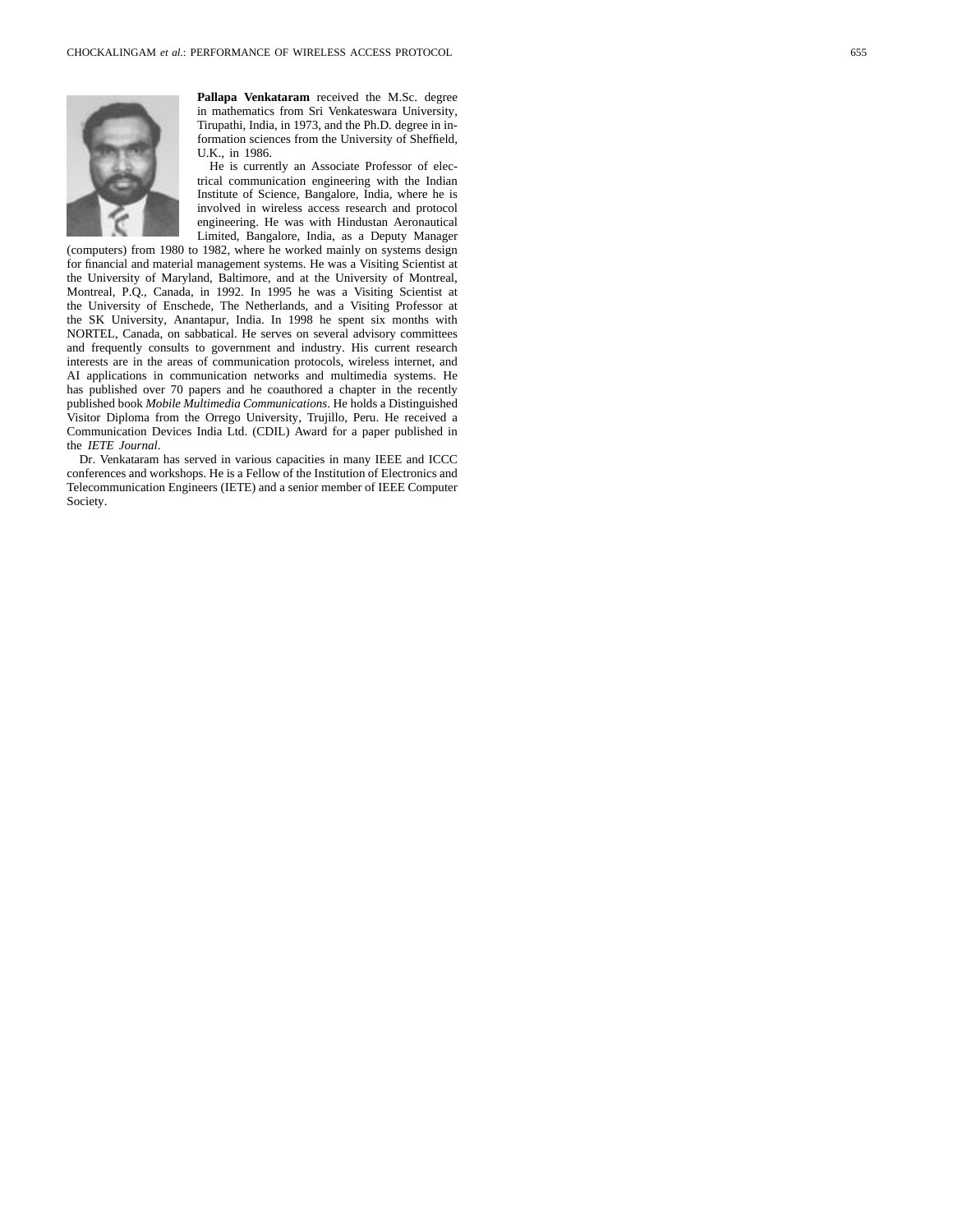**Pallapa Venkataram** received the M.Sc. degree in mathematics from Sri Venkateswara University, Tirupathi, India, in 1973, and the Ph.D. degree in information sciences from the University of Sheffield, U.K., in 1986.

He is currently an Associate Professor of electrical communication engineering with the Indian Institute of Science, Bangalore, India, where he is involved in wireless access research and protocol engineering. He was with Hindustan Aeronautical Limited, Bangalore, India, as a Deputy Manager (computers) from 1980 to 1982, where he worked mainly on systems design for financial and material management systems. He was a Visiting Scientist at the University of Maryland, Baltimore, and at the University of Montreal, Montreal, P.Q., Canada, in 1992. In 1995 he was a Visiting Scientist at the University of Enschede, The Netherlands, and a Visiting Professor at the SK University, Anantapur, India. In 1998 he spent six months with NORTEL, Canada, on sabbatical. He serves on several advisory committees and frequently consults to government and industry. His current research interests are in the areas of communication protocols, wireless internet, and AI applications in communication networks and multimedia systems. He has published over 70 papers and he coauthored a chapter in the recently published book *Mobile Multimedia Communications*. He holds a Distinguished Visitor Diploma from the Orrego University, Trujillo, Peru. He received a Communication Devices India Ltd. (CDIL) Award for a paper published in the *IETE Journal*.

Dr. Venkataram has served in various capacities in many IEEE and ICCC conferences and workshops. He is a Fellow of the Institution of Electronics and Telecommunication Engineers (IETE) and a senior member of IEEE Computer Society.